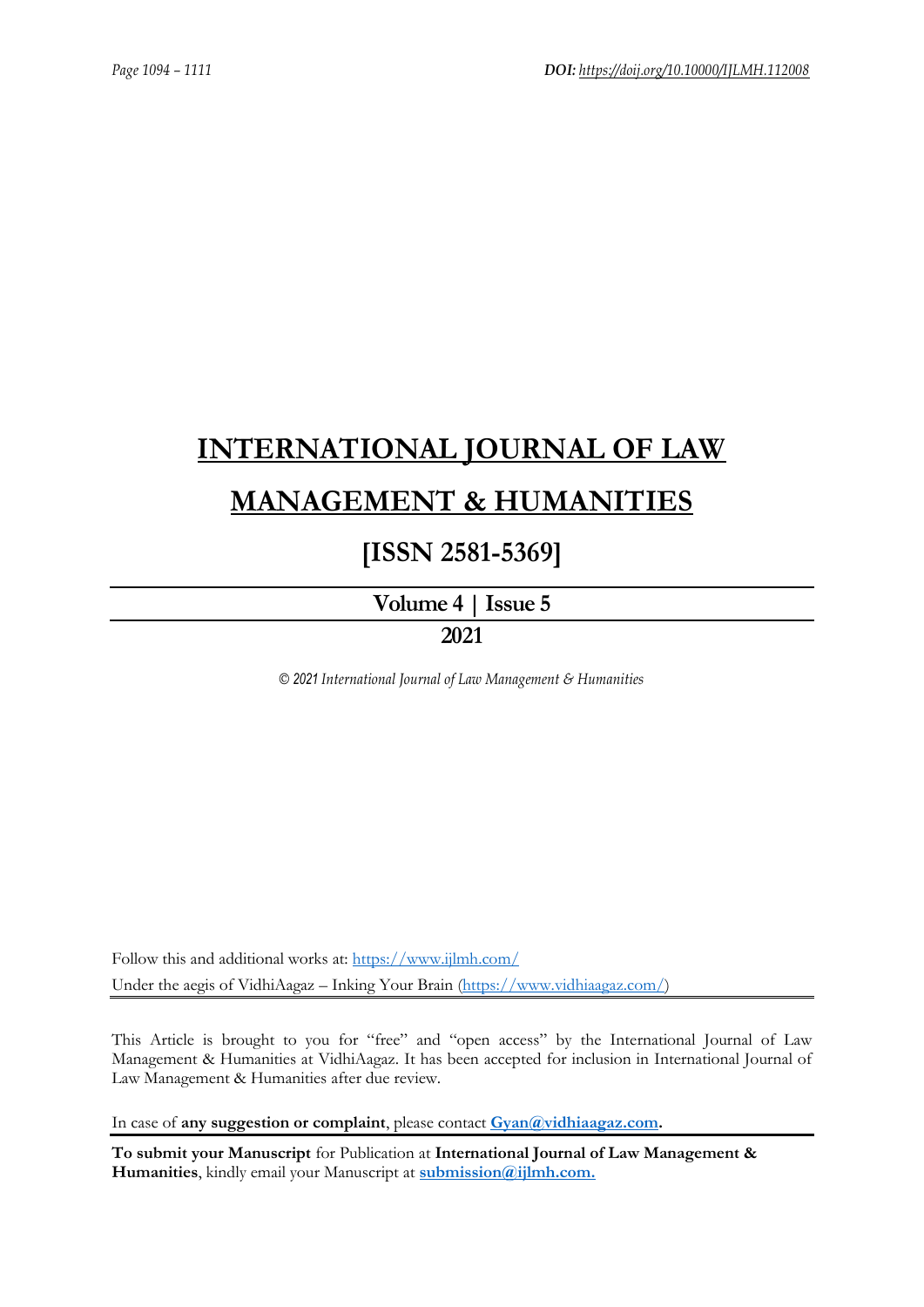# INTERNATIONAL JOURNAL OF LAW MANAGEMENT & HUMANITIES

## [ISSN 2581-5369]

**Volume 4 | Issue 5**

**2021**

*© 2021 International Journal of Law Management & Humanities*

Follow this and additional works at: https://www.ijlmh.com/

Under the aegis of VidhiAagaz – Inking Your Brain (https://www.vidhiaagaz.com/)

---

This Article is brought to you for "free" and "open access" by the International Journal of Law Management & Humanities at VidhiAagaz. It has been accepted for inclusion in International Journal of Law Management & Humanities after due review.

In case of **any suggestion or complaint**, please contact **Gyan@vidhiaagaz.com.**

---

**To submit your Manuscript** for Publication at **International Journal of Law Management & Humanities**, kindly email your Manuscript at **submission@ijlmh.com.**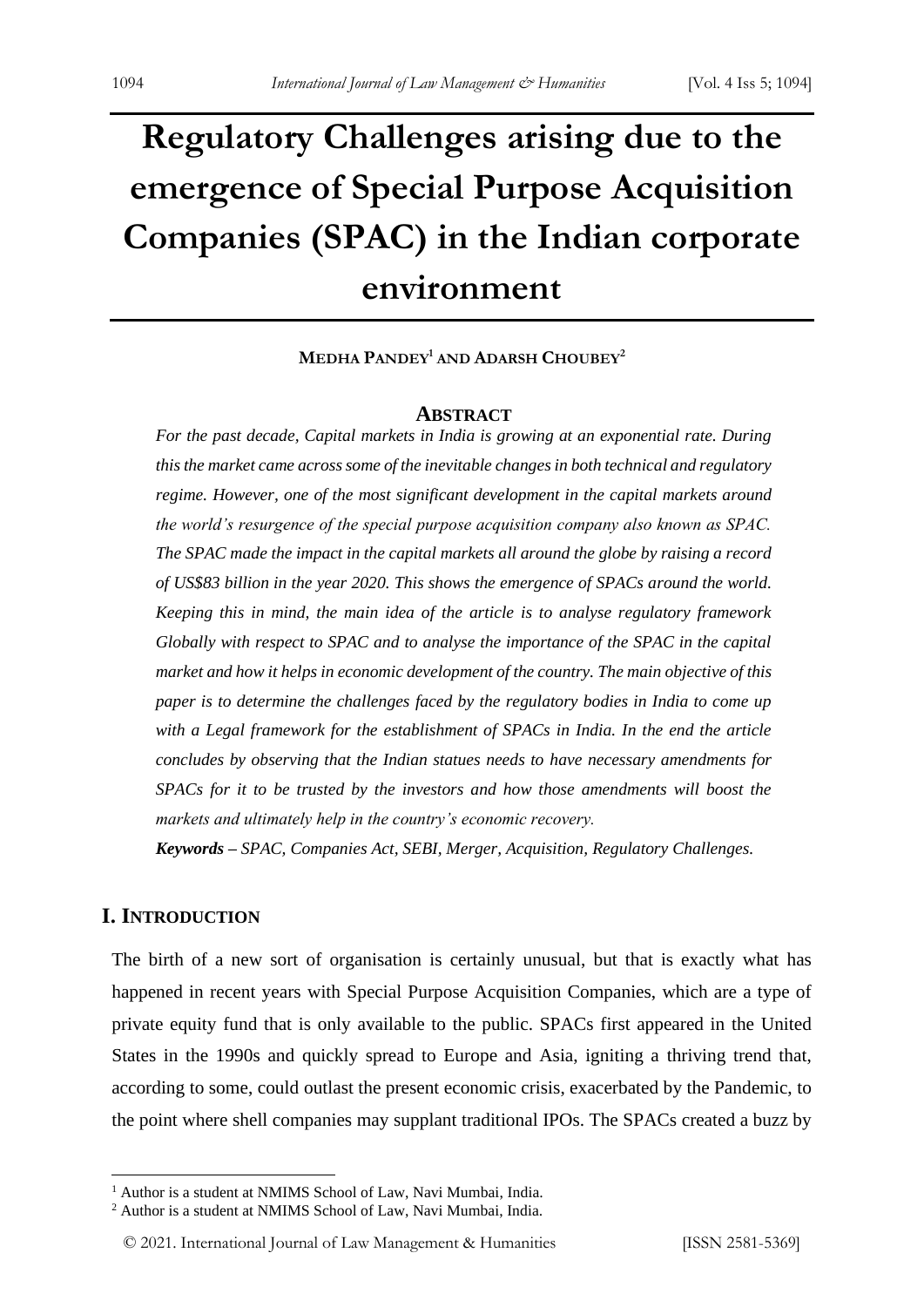# Regulatory Challenges arising due to the emergence of Special Purpose Acquisition Companies (SPAC) in the Indian corporate environment

**MEDHA PANDEY[1] AND ADARSH CHOUBEY[2]**

## ABSTRACT

*For the past decade, Capital markets in India is growing at an exponential rate. During this the market came across some of the inevitable changes in both technical and regulatory regime. However, one of the most significant development in the capital markets around the world's resurgence of the special purpose acquisition company also known as SPAC. The SPAC made the impact in the capital markets all around the globe by raising a record of US$83 billion in the year 2020. This shows the emergence of SPACs around the world. Keeping this in mind, the main idea of the article is to analyse regulatory framework Globally with respect to SPAC and to analyse the importance of the SPAC in the capital market and how it helps in economic development of the country. The main objective of this paper is to determine the challenges faced by the regulatory bodies in India to come up with a Legal framework for the establishment of SPACs in India. In the end the article concludes by observing that the Indian statues needs to have necessary amendments for SPACs for it to be trusted by the investors and how those amendments will boost the markets and ultimately help in the country's economic recovery.*

***Keywords* – *SPAC, Companies Act, SEBI, Merger, Acquisition, Regulatory Challenges.***

## I. INTRODUCTION

The birth of a new sort of organisation is certainly unusual, but that is exactly what has happened in recent years with Special Purpose Acquisition Companies, which are a type of private equity fund that is only available to the public. SPACs first appeared in the United States in the 1990s and quickly spread to Europe and Asia, igniting a thriving trend that, according to some, could outlast the present economic crisis, exacerbated by the Pandemic, to the point where shell companies may supplant traditional IPOs. The SPACs created a buzz by

---

[1] Author is a student at NMIMS School of Law, Navi Mumbai, India.

[2] Author is a student at NMIMS School of Law, Navi Mumbai, India.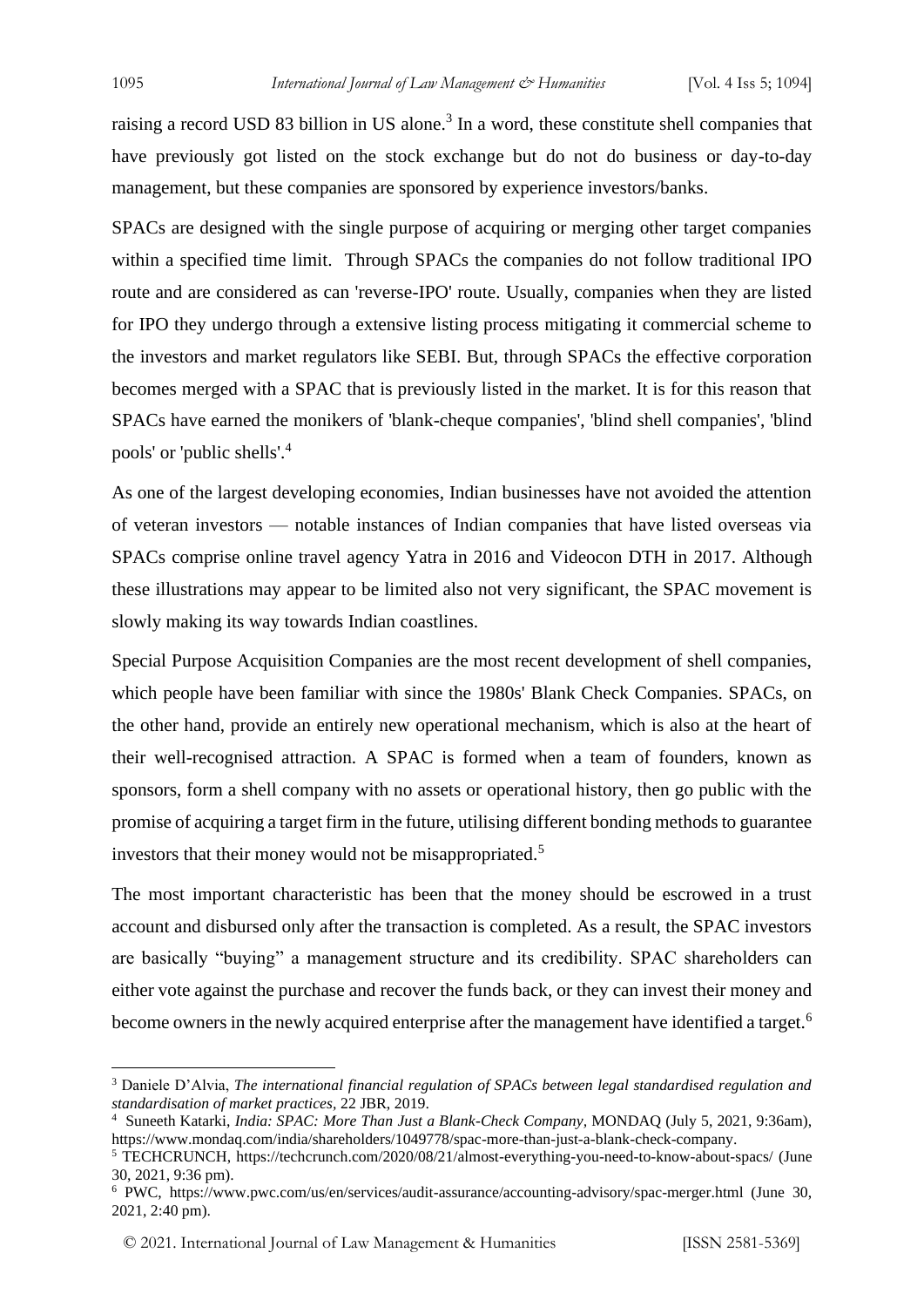raising a record USD 83 billion in US alone.[3] In a word, these constitute shell companies that have previously got listed on the stock exchange but do not do business or day-to-day management, but these companies are sponsored by experience investors/banks.

SPACs are designed with the single purpose of acquiring or merging other target companies within a specified time limit. Through SPACs the companies do not follow traditional IPO route and are considered as can 'reverse-IPO' route. Usually, companies when they are listed for IPO they undergo through a extensive listing process mitigating it commercial scheme to the investors and market regulators like SEBI. But, through SPACs the effective corporation becomes merged with a SPAC that is previously listed in the market. It is for this reason that SPACs have earned the monikers of 'blank-cheque companies', 'blind shell companies', 'blind pools' or 'public shells'.[4]

As one of the largest developing economies, Indian businesses have not avoided the attention of veteran investors — notable instances of Indian companies that have listed overseas via SPACs comprise online travel agency Yatra in 2016 and Videocon DTH in 2017. Although these illustrations may appear to be limited also not very significant, the SPAC movement is slowly making its way towards Indian coastlines.

Special Purpose Acquisition Companies are the most recent development of shell companies, which people have been familiar with since the 1980s' Blank Check Companies. SPACs, on the other hand, provide an entirely new operational mechanism, which is also at the heart of their well-recognised attraction. A SPAC is formed when a team of founders, known as sponsors, form a shell company with no assets or operational history, then go public with the promise of acquiring a target firm in the future, utilising different bonding methods to guarantee investors that their money would not be misappropriated.[5]

The most important characteristic has been that the money should be escrowed in a trust account and disbursed only after the transaction is completed. As a result, the SPAC investors are basically "buying" a management structure and its credibility. SPAC shareholders can either vote against the purchase and recover the funds back, or they can invest their money and become owners in the newly acquired enterprise after the management have identified a target.[6]

---

[3] Daniele D'Alvia, *The international financial regulation of SPACs between legal standardised regulation and standardisation of market practices*, 22 JBR, 2019.

[4] Suneeth Katarki, *India: SPAC: More Than Just a Blank-Check Company*, MONDAQ (July 5, 2021, 9:36am), https://www.mondaq.com/india/shareholders/1049778/spac-more-than-just-a-blank-check-company.

[5] TECHCRUNCH, https://techcrunch.com/2020/08/21/almost-everything-you-need-to-know-about-spacs/ (June 30, 2021, 9:36 pm).

[6] PWC, https://www.pwc.com/us/en/services/audit-assurance/accounting-advisory/spac-merger.html (June 30, 2021, 2:40 pm).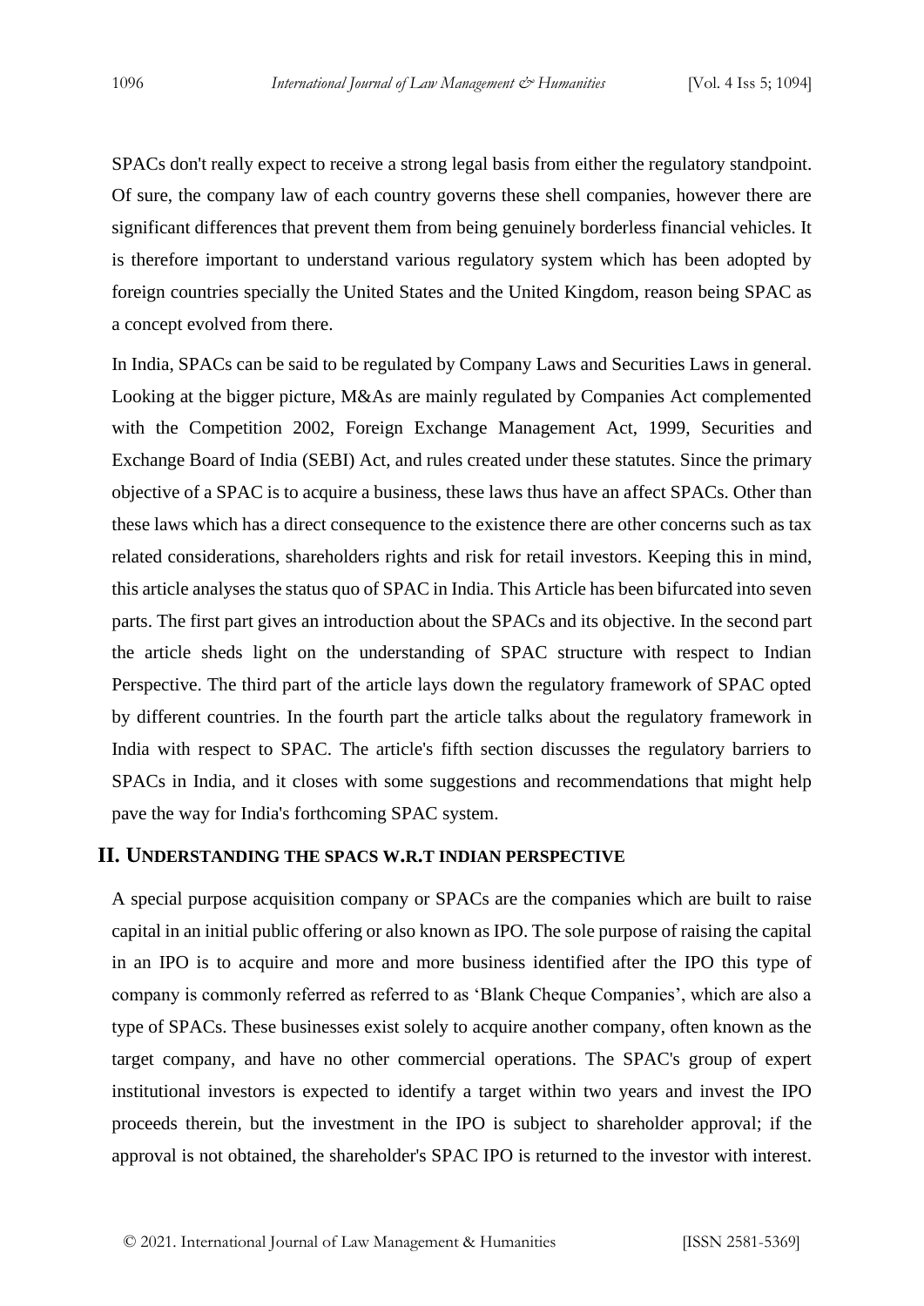SPACs don't really expect to receive a strong legal basis from either the regulatory standpoint. Of sure, the company law of each country governs these shell companies, however there are significant differences that prevent them from being genuinely borderless financial vehicles. It is therefore important to understand various regulatory system which has been adopted by foreign countries specially the United States and the United Kingdom, reason being SPAC as a concept evolved from there.

In India, SPACs can be said to be regulated by Company Laws and Securities Laws in general. Looking at the bigger picture, M&As are mainly regulated by Companies Act complemented with the Competition 2002, Foreign Exchange Management Act, 1999, Securities and Exchange Board of India (SEBI) Act, and rules created under these statutes. Since the primary objective of a SPAC is to acquire a business, these laws thus have an affect SPACs. Other than these laws which has a direct consequence to the existence there are other concerns such as tax related considerations, shareholders rights and risk for retail investors. Keeping this in mind, this article analyses the status quo of SPAC in India. This Article has been bifurcated into seven parts. The first part gives an introduction about the SPACs and its objective. In the second part the article sheds light on the understanding of SPAC structure with respect to Indian Perspective. The third part of the article lays down the regulatory framework of SPAC opted by different countries. In the fourth part the article talks about the regulatory framework in India with respect to SPAC. The article's fifth section discusses the regulatory barriers to SPACs in India, and it closes with some suggestions and recommendations that might help pave the way for India's forthcoming SPAC system.

## II. Understanding the SPACs w.r.t Indian Perspective

A special purpose acquisition company or SPACs are the companies which are built to raise capital in an initial public offering or also known as IPO. The sole purpose of raising the capital in an IPO is to acquire and more and more business identified after the IPO this type of company is commonly referred as referred to as 'Blank Cheque Companies', which are also a type of SPACs. These businesses exist solely to acquire another company, often known as the target company, and have no other commercial operations. The SPAC's group of expert institutional investors is expected to identify a target within two years and invest the IPO proceeds therein, but the investment in the IPO is subject to shareholder approval; if the approval is not obtained, the shareholder's SPAC IPO is returned to the investor with interest.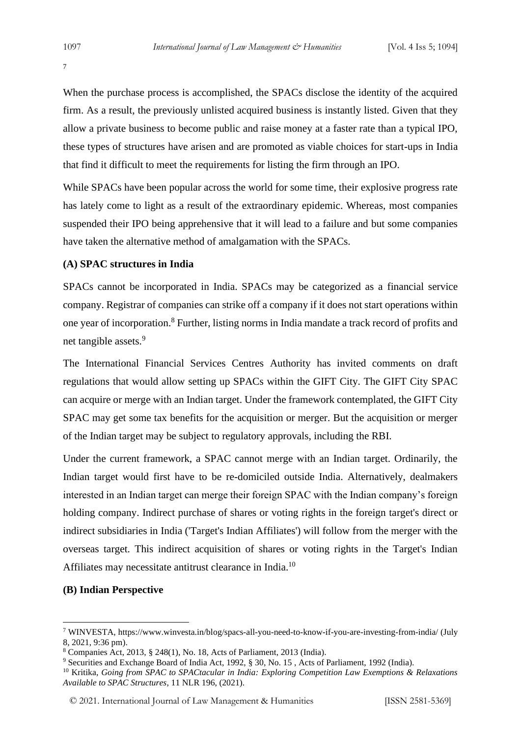[7]

When the purchase process is accomplished, the SPACs disclose the identity of the acquired firm. As a result, the previously unlisted acquired business is instantly listed. Given that they allow a private business to become public and raise money at a faster rate than a typical IPO, these types of structures have arisen and are promoted as viable choices for start-ups in India that find it difficult to meet the requirements for listing the firm through an IPO.

While SPACs have been popular across the world for some time, their explosive progress rate has lately come to light as a result of the extraordinary epidemic. Whereas, most companies suspended their IPO being apprehensive that it will lead to a failure and but some companies have taken the alternative method of amalgamation with the SPACs.

### (A) SPAC structures in India

SPACs cannot be incorporated in India. SPACs may be categorized as a financial service company. Registrar of companies can strike off a company if it does not start operations within one year of incorporation.[8] Further, listing norms in India mandate a track record of profits and net tangible assets.[9]

The International Financial Services Centres Authority has invited comments on draft regulations that would allow setting up SPACs within the GIFT City. The GIFT City SPAC can acquire or merge with an Indian target. Under the framework contemplated, the GIFT City SPAC may get some tax benefits for the acquisition or merger. But the acquisition or merger of the Indian target may be subject to regulatory approvals, including the RBI.

Under the current framework, a SPAC cannot merge with an Indian target. Ordinarily, the Indian target would first have to be re-domiciled outside India. Alternatively, dealmakers interested in an Indian target can merge their foreign SPAC with the Indian company's foreign holding company. Indirect purchase of shares or voting rights in the foreign target's direct or indirect subsidiaries in India ('Target's Indian Affiliates') will follow from the merger with the overseas target. This indirect acquisition of shares or voting rights in the Target's Indian Affiliates may necessitate antitrust clearance in India.[10]

### (B) Indian Perspective

---

[7] WINVESTA, https://www.winvesta.in/blog/spacs-all-you-need-to-know-if-you-are-investing-from-india/ (July 8, 2021, 9:36 pm).

[8] Companies Act, 2013, § 248(1), No. 18, Acts of Parliament, 2013 (India).

[9] Securities and Exchange Board of India Act, 1992, § 30, No. 15 , Acts of Parliament, 1992 (India).

[10] Kritika, *Going from SPAC to SPACtacular in India: Exploring Competition Law Exemptions & Relaxations Available to SPAC Structures*, 11 NLR 196, (2021).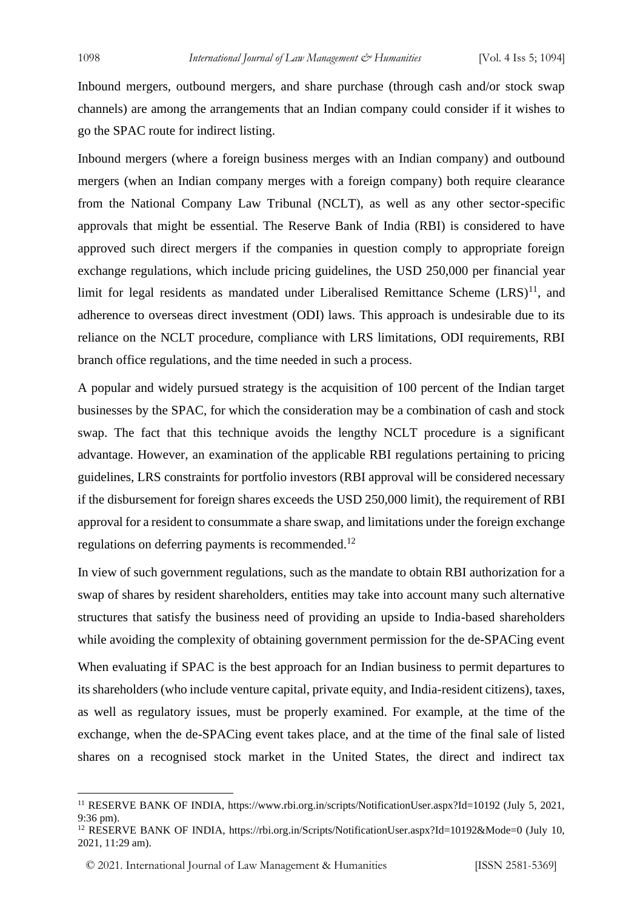Inbound mergers, outbound mergers, and share purchase (through cash and/or stock swap channels) are among the arrangements that an Indian company could consider if it wishes to go the SPAC route for indirect listing.

Inbound mergers (where a foreign business merges with an Indian company) and outbound mergers (when an Indian company merges with a foreign company) both require clearance from the National Company Law Tribunal (NCLT), as well as any other sector-specific approvals that might be essential. The Reserve Bank of India (RBI) is considered to have approved such direct mergers if the companies in question comply to appropriate foreign exchange regulations, which include pricing guidelines, the USD 250,000 per financial year limit for legal residents as mandated under Liberalised Remittance Scheme (LRS)[11], and adherence to overseas direct investment (ODI) laws. This approach is undesirable due to its reliance on the NCLT procedure, compliance with LRS limitations, ODI requirements, RBI branch office regulations, and the time needed in such a process.

A popular and widely pursued strategy is the acquisition of 100 percent of the Indian target businesses by the SPAC, for which the consideration may be a combination of cash and stock swap. The fact that this technique avoids the lengthy NCLT procedure is a significant advantage. However, an examination of the applicable RBI regulations pertaining to pricing guidelines, LRS constraints for portfolio investors (RBI approval will be considered necessary if the disbursement for foreign shares exceeds the USD 250,000 limit), the requirement of RBI approval for a resident to consummate a share swap, and limitations under the foreign exchange regulations on deferring payments is recommended.[12]

In view of such government regulations, such as the mandate to obtain RBI authorization for a swap of shares by resident shareholders, entities may take into account many such alternative structures that satisfy the business need of providing an upside to India-based shareholders while avoiding the complexity of obtaining government permission for the de-SPACing event

When evaluating if SPAC is the best approach for an Indian business to permit departures to its shareholders (who include venture capital, private equity, and India-resident citizens), taxes, as well as regulatory issues, must be properly examined. For example, at the time of the exchange, when the de-SPACing event takes place, and at the time of the final sale of listed shares on a recognised stock market in the United States, the direct and indirect tax

---

[11] RESERVE BANK OF INDIA, https://www.rbi.org.in/scripts/NotificationUser.aspx?Id=10192 (July 5, 2021, 9:36 pm).

[12] RESERVE BANK OF INDIA, https://rbi.org.in/Scripts/NotificationUser.aspx?Id=10192&Mode=0 (July 10, 2021, 11:29 am).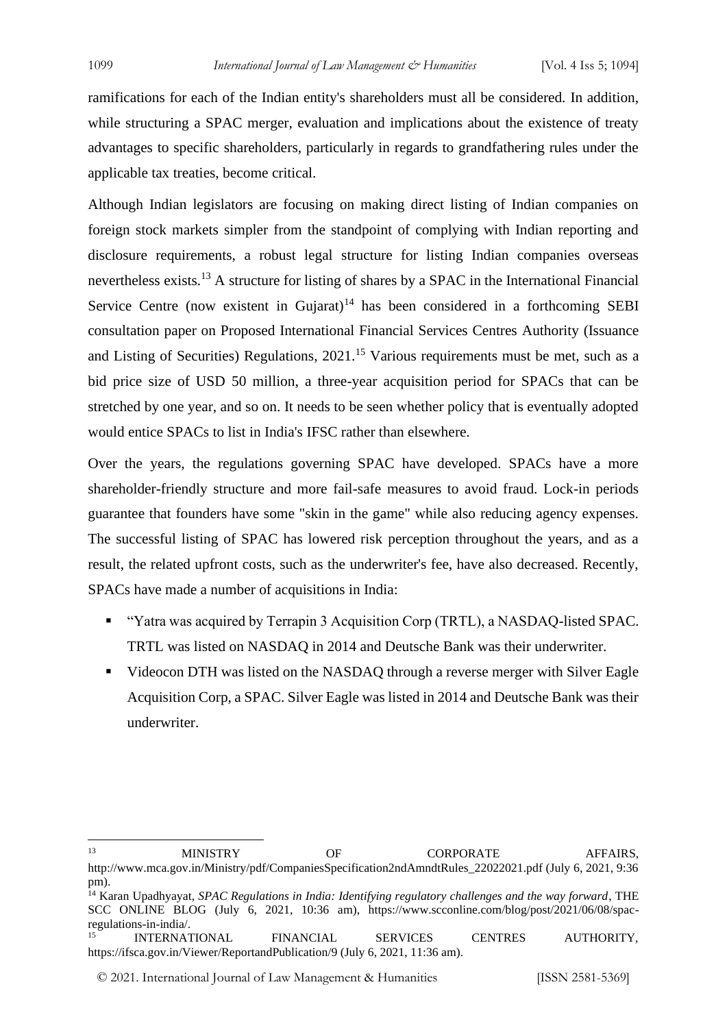ramifications for each of the Indian entity's shareholders must all be considered. In addition, while structuring a SPAC merger, evaluation and implications about the existence of treaty advantages to specific shareholders, particularly in regards to grandfathering rules under the applicable tax treaties, become critical.

Although Indian legislators are focusing on making direct listing of Indian companies on foreign stock markets simpler from the standpoint of complying with Indian reporting and disclosure requirements, a robust legal structure for listing Indian companies overseas nevertheless exists.[13] A structure for listing of shares by a SPAC in the International Financial Service Centre (now existent in Gujarat)[14] has been considered in a forthcoming SEBI consultation paper on Proposed International Financial Services Centres Authority (Issuance and Listing of Securities) Regulations, 2021.[15] Various requirements must be met, such as a bid price size of USD 50 million, a three-year acquisition period for SPACs that can be stretched by one year, and so on. It needs to be seen whether policy that is eventually adopted would entice SPACs to list in India's IFSC rather than elsewhere.

Over the years, the regulations governing SPAC have developed. SPACs have a more shareholder-friendly structure and more fail-safe measures to avoid fraud. Lock-in periods guarantee that founders have some "skin in the game" while also reducing agency expenses. The successful listing of SPAC has lowered risk perception throughout the years, and as a result, the related upfront costs, such as the underwriter's fee, have also decreased. Recently, SPACs have made a number of acquisitions in India:

- "Yatra was acquired by Terrapin 3 Acquisition Corp (TRTL), a NASDAQ-listed SPAC. TRTL was listed on NASDAQ in 2014 and Deutsche Bank was their underwriter.
- Videocon DTH was listed on the NASDAQ through a reverse merger with Silver Eagle Acquisition Corp, a SPAC. Silver Eagle was listed in 2014 and Deutsche Bank was their underwriter.

---

[13] MINISTRY OF CORPORATE AFFAIRS, http://www.mca.gov.in/Ministry/pdf/CompaniesSpecification2ndAmndtRules_22022021.pdf (July 6, 2021, 9:36 pm).

[14] Karan Upadhyayat, *SPAC Regulations in India: Identifying regulatory challenges and the way forward*, THE SCC ONLINE BLOG (July 6, 2021, 10:36 am), https://www.scconline.com/blog/post/2021/06/08/spac-regulations-in-india/.

[15] INTERNATIONAL FINANCIAL SERVICES CENTRES AUTHORITY, https://ifsca.gov.in/Viewer/ReportandPublication/9 (July 6, 2021, 11:36 am).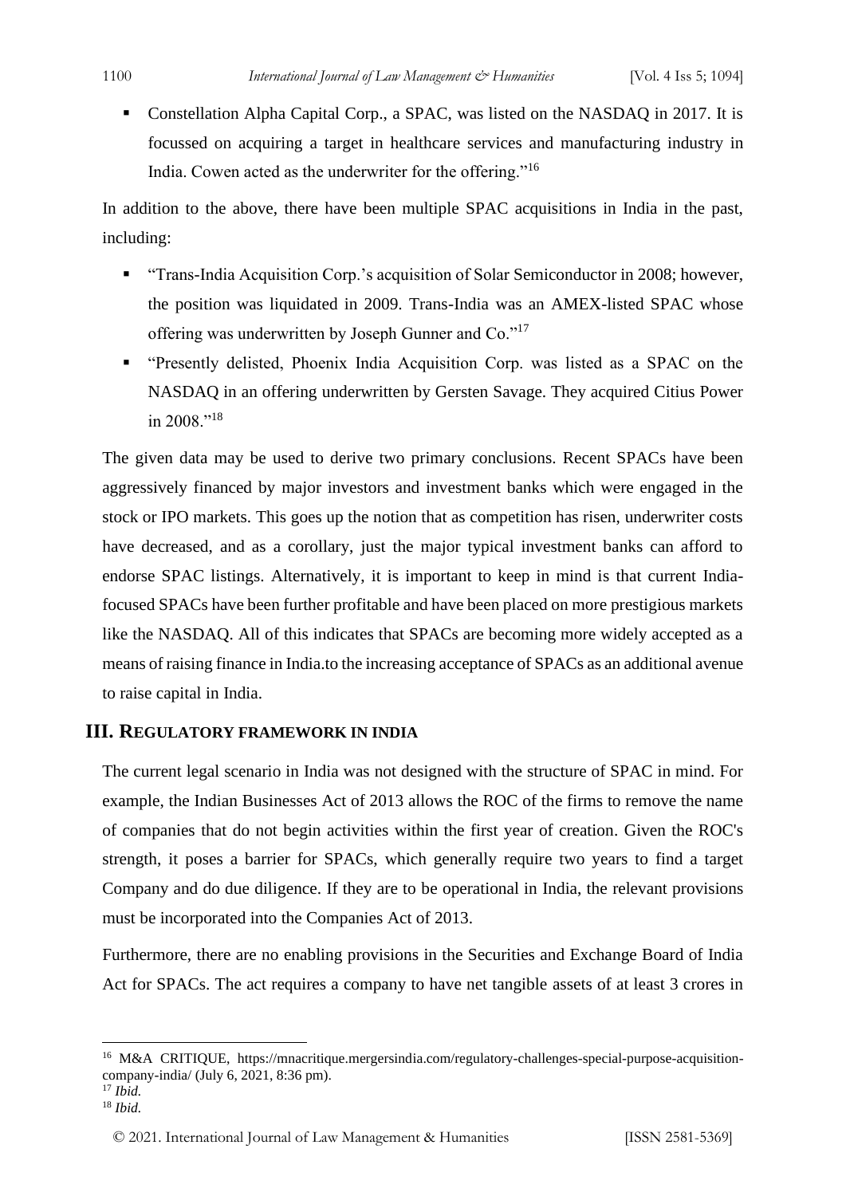- Constellation Alpha Capital Corp., a SPAC, was listed on the NASDAQ in 2017. It is focussed on acquiring a target in healthcare services and manufacturing industry in India. Cowen acted as the underwriter for the offering."[16]

In addition to the above, there have been multiple SPAC acquisitions in India in the past, including:

- "Trans-India Acquisition Corp.'s acquisition of Solar Semiconductor in 2008; however, the position was liquidated in 2009. Trans-India was an AMEX-listed SPAC whose offering was underwritten by Joseph Gunner and Co."[17]
- "Presently delisted, Phoenix India Acquisition Corp. was listed as a SPAC on the NASDAQ in an offering underwritten by Gersten Savage. They acquired Citius Power in 2008."[18]

The given data may be used to derive two primary conclusions. Recent SPACs have been aggressively financed by major investors and investment banks which were engaged in the stock or IPO markets. This goes up the notion that as competition has risen, underwriter costs have decreased, and as a corollary, just the major typical investment banks can afford to endorse SPAC listings. Alternatively, it is important to keep in mind is that current India-focused SPACs have been further profitable and have been placed on more prestigious markets like the NASDAQ. All of this indicates that SPACs are becoming more widely accepted as a means of raising finance in India.to the increasing acceptance of SPACs as an additional avenue to raise capital in India.

## III. Regulatory framework in India

The current legal scenario in India was not designed with the structure of SPAC in mind. For example, the Indian Businesses Act of 2013 allows the ROC of the firms to remove the name of companies that do not begin activities within the first year of creation. Given the ROC's strength, it poses a barrier for SPACs, which generally require two years to find a target Company and do due diligence. If they are to be operational in India, the relevant provisions must be incorporated into the Companies Act of 2013.

Furthermore, there are no enabling provisions in the Securities and Exchange Board of India Act for SPACs. The act requires a company to have net tangible assets of at least 3 crores in

---

[16] M&A CRITIQUE, https://mnacritique.mergersindia.com/regulatory-challenges-special-purpose-acquisition-company-india/ (July 6, 2021, 8:36 pm).

[17] *Ibid.*

[18] *Ibid.*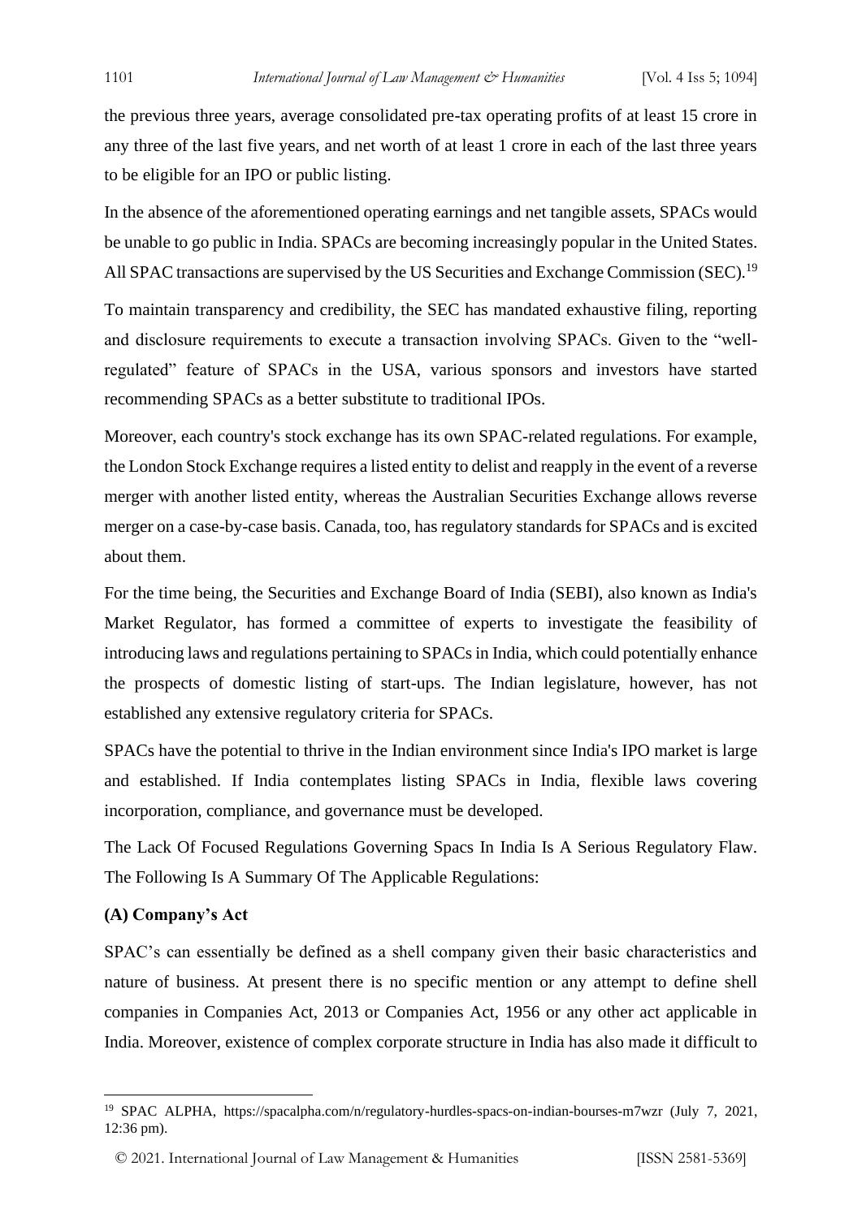the previous three years, average consolidated pre-tax operating profits of at least 15 crore in any three of the last five years, and net worth of at least 1 crore in each of the last three years to be eligible for an IPO or public listing.

In the absence of the aforementioned operating earnings and net tangible assets, SPACs would be unable to go public in India. SPACs are becoming increasingly popular in the United States. All SPAC transactions are supervised by the US Securities and Exchange Commission (SEC).[19]

To maintain transparency and credibility, the SEC has mandated exhaustive filing, reporting and disclosure requirements to execute a transaction involving SPACs. Given to the "well-regulated" feature of SPACs in the USA, various sponsors and investors have started recommending SPACs as a better substitute to traditional IPOs.

Moreover, each country's stock exchange has its own SPAC-related regulations. For example, the London Stock Exchange requires a listed entity to delist and reapply in the event of a reverse merger with another listed entity, whereas the Australian Securities Exchange allows reverse merger on a case-by-case basis. Canada, too, has regulatory standards for SPACs and is excited about them.

For the time being, the Securities and Exchange Board of India (SEBI), also known as India's Market Regulator, has formed a committee of experts to investigate the feasibility of introducing laws and regulations pertaining to SPACs in India, which could potentially enhance the prospects of domestic listing of start-ups. The Indian legislature, however, has not established any extensive regulatory criteria for SPACs.

SPACs have the potential to thrive in the Indian environment since India's IPO market is large and established. If India contemplates listing SPACs in India, flexible laws covering incorporation, compliance, and governance must be developed.

The Lack Of Focused Regulations Governing Spacs In India Is A Serious Regulatory Flaw. The Following Is A Summary Of The Applicable Regulations:

### (A) Company's Act

SPAC's can essentially be defined as a shell company given their basic characteristics and nature of business. At present there is no specific mention or any attempt to define shell companies in Companies Act, 2013 or Companies Act, 1956 or any other act applicable in India. Moreover, existence of complex corporate structure in India has also made it difficult to

---

[19] SPAC ALPHA, https://spacalpha.com/n/regulatory-hurdles-spacs-on-indian-bourses-m7wzr (July 7, 2021, 12:36 pm).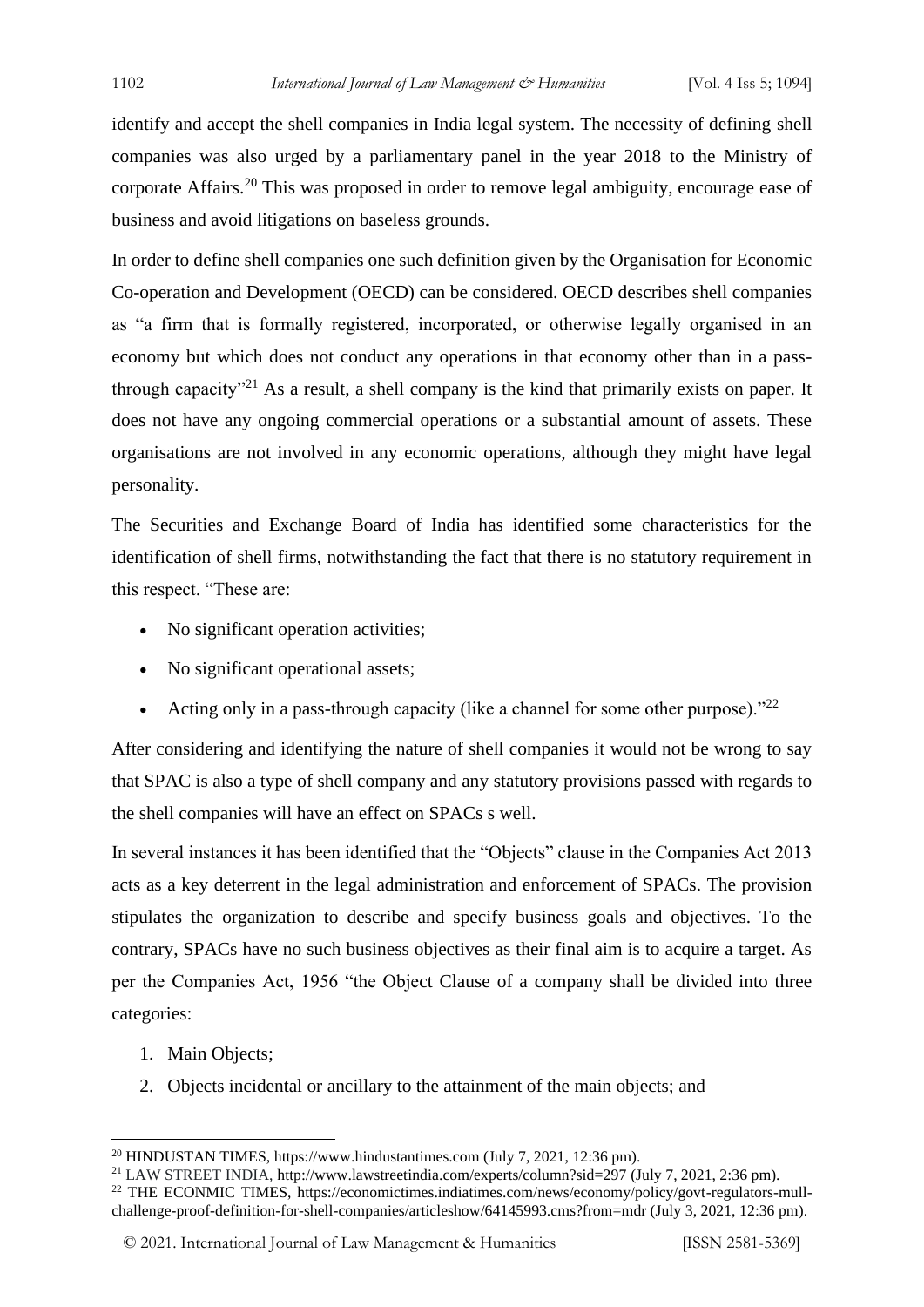identify and accept the shell companies in India legal system. The necessity of defining shell companies was also urged by a parliamentary panel in the year 2018 to the Ministry of corporate Affairs.[20] This was proposed in order to remove legal ambiguity, encourage ease of business and avoid litigations on baseless grounds.

In order to define shell companies one such definition given by the Organisation for Economic Co-operation and Development (OECD) can be considered. OECD describes shell companies as "a firm that is formally registered, incorporated, or otherwise legally organised in an economy but which does not conduct any operations in that economy other than in a pass-through capacity"[21] As a result, a shell company is the kind that primarily exists on paper. It does not have any ongoing commercial operations or a substantial amount of assets. These organisations are not involved in any economic operations, although they might have legal personality.

The Securities and Exchange Board of India has identified some characteristics for the identification of shell firms, notwithstanding the fact that there is no statutory requirement in this respect. "These are:

- No significant operation activities;
- No significant operational assets;
- Acting only in a pass-through capacity (like a channel for some other purpose)."[22]

After considering and identifying the nature of shell companies it would not be wrong to say that SPAC is also a type of shell company and any statutory provisions passed with regards to the shell companies will have an effect on SPACs s well.

In several instances it has been identified that the "Objects" clause in the Companies Act 2013 acts as a key deterrent in the legal administration and enforcement of SPACs. The provision stipulates the organization to describe and specify business goals and objectives. To the contrary, SPACs have no such business objectives as their final aim is to acquire a target. As per the Companies Act, 1956 "the Object Clause of a company shall be divided into three categories:

1. Main Objects;
2. Objects incidental or ancillary to the attainment of the main objects; and

---

[20] HINDUSTAN TIMES, https://www.hindustantimes.com (July 7, 2021, 12:36 pm).

[21] LAW STREET INDIA, http://www.lawstreetindia.com/experts/column?sid=297 (July 7, 2021, 2:36 pm).

[22] THE ECONMIC TIMES, https://economictimes.indiatimes.com/news/economy/policy/govt-regulators-mull-challenge-proof-definition-for-shell-companies/articleshow/64145993.cms?from=mdr (July 3, 2021, 12:36 pm).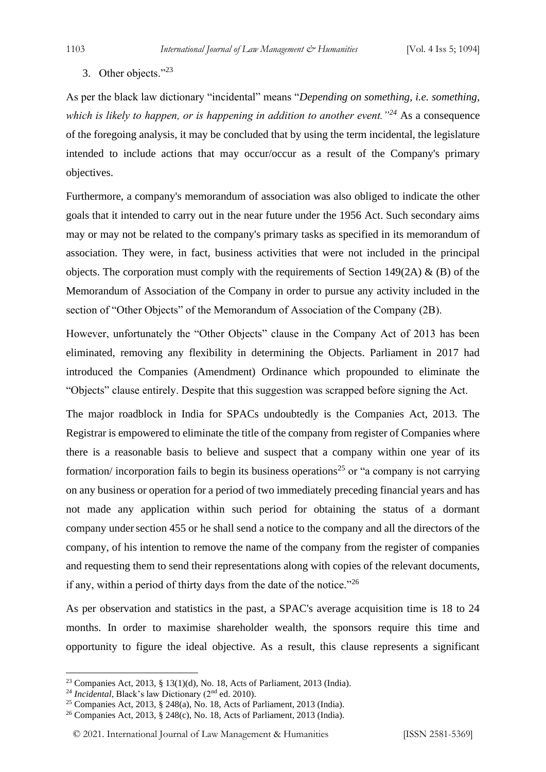3. Other objects."[23]

As per the black law dictionary "incidental" means "*Depending on something, i.e. something, which is likely to happen, or is happening in addition to another event."[24]* As a consequence of the foregoing analysis, it may be concluded that by using the term incidental, the legislature intended to include actions that may occur/occur as a result of the Company's primary objectives.

Furthermore, a company's memorandum of association was also obliged to indicate the other goals that it intended to carry out in the near future under the 1956 Act. Such secondary aims may or may not be related to the company's primary tasks as specified in its memorandum of association. They were, in fact, business activities that were not included in the principal objects. The corporation must comply with the requirements of Section 149(2A) & (B) of the Memorandum of Association of the Company in order to pursue any activity included in the section of "Other Objects" of the Memorandum of Association of the Company (2B).

However, unfortunately the "Other Objects" clause in the Company Act of 2013 has been eliminated, removing any flexibility in determining the Objects. Parliament in 2017 had introduced the Companies (Amendment) Ordinance which propounded to eliminate the "Objects" clause entirely. Despite that this suggestion was scrapped before signing the Act.

The major roadblock in India for SPACs undoubtedly is the Companies Act, 2013. The Registrar is empowered to eliminate the title of the company from register of Companies where there is a reasonable basis to believe and suspect that a company within one year of its formation/ incorporation fails to begin its business operations[25] or "a company is not carrying on any business or operation for a period of two immediately preceding financial years and has not made any application within such period for obtaining the status of a dormant company under section 455 or he shall send a notice to the company and all the directors of the company, of his intention to remove the name of the company from the register of companies and requesting them to send their representations along with copies of the relevant documents, if any, within a period of thirty days from the date of the notice."[26]

As per observation and statistics in the past, a SPAC's average acquisition time is 18 to 24 months. In order to maximise shareholder wealth, the sponsors require this time and opportunity to figure the ideal objective. As a result, this clause represents a significant

---

[23] Companies Act, 2013, § 13(1)(d), No. 18, Acts of Parliament, 2013 (India).

[24] *Incidental*, Black's law Dictionary (2nd ed. 2010).

[25] Companies Act, 2013, § 248(a), No. 18, Acts of Parliament, 2013 (India).

[26] Companies Act, 2013, § 248(c), No. 18, Acts of Parliament, 2013 (India).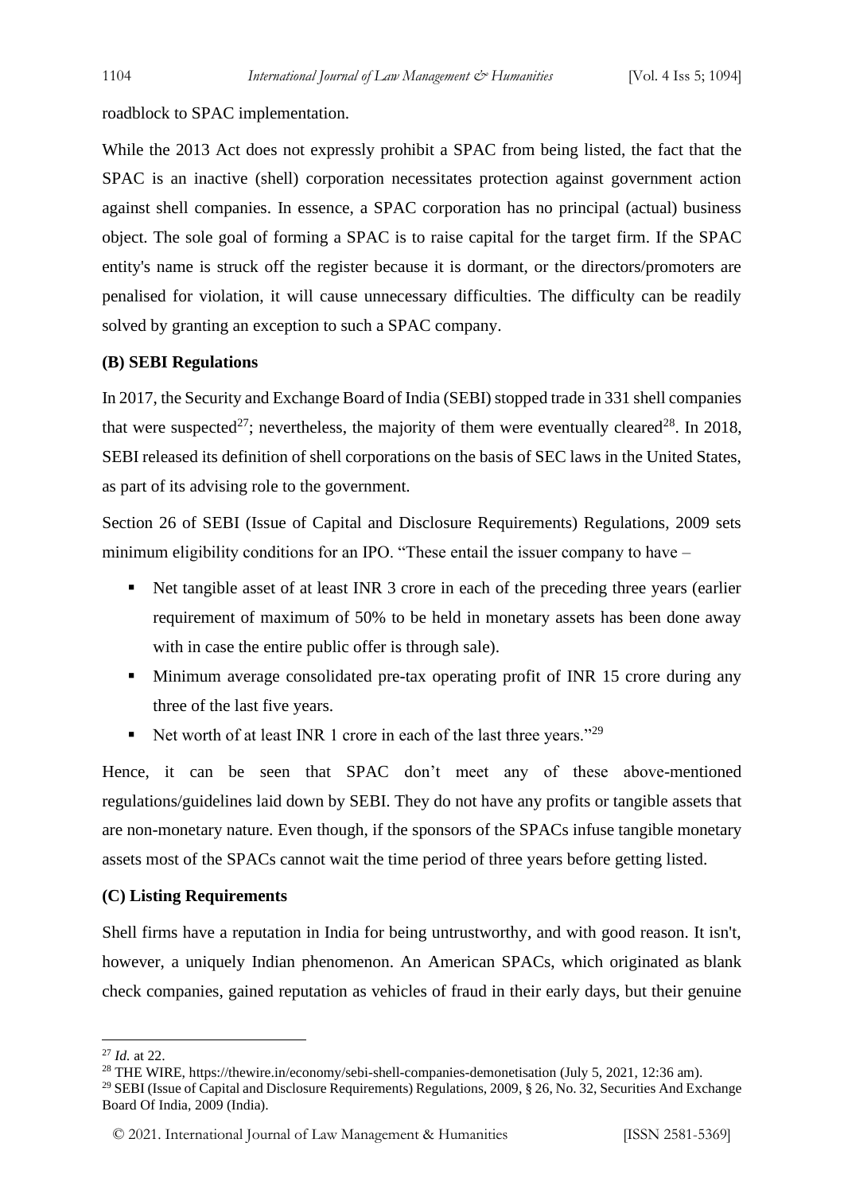roadblock to SPAC implementation.

While the 2013 Act does not expressly prohibit a SPAC from being listed, the fact that the SPAC is an inactive (shell) corporation necessitates protection against government action against shell companies. In essence, a SPAC corporation has no principal (actual) business object. The sole goal of forming a SPAC is to raise capital for the target firm. If the SPAC entity's name is struck off the register because it is dormant, or the directors/promoters are penalised for violation, it will cause unnecessary difficulties. The difficulty can be readily solved by granting an exception to such a SPAC company.

**(B) SEBI Regulations**

In 2017, the Security and Exchange Board of India (SEBI) stopped trade in 331 shell companies that were suspected[27]; nevertheless, the majority of them were eventually cleared[28]. In 2018, SEBI released its definition of shell corporations on the basis of SEC laws in the United States, as part of its advising role to the government.

Section 26 of SEBI (Issue of Capital and Disclosure Requirements) Regulations, 2009 sets minimum eligibility conditions for an IPO. "These entail the issuer company to have –

- Net tangible asset of at least INR 3 crore in each of the preceding three years (earlier requirement of maximum of 50% to be held in monetary assets has been done away with in case the entire public offer is through sale).
- Minimum average consolidated pre-tax operating profit of INR 15 crore during any three of the last five years.
- Net worth of at least INR 1 crore in each of the last three years."[29]

Hence, it can be seen that SPAC don't meet any of these above-mentioned regulations/guidelines laid down by SEBI. They do not have any profits or tangible assets that are non-monetary nature. Even though, if the sponsors of the SPACs infuse tangible monetary assets most of the SPACs cannot wait the time period of three years before getting listed.

**(C) Listing Requirements**

Shell firms have a reputation in India for being untrustworthy, and with good reason. It isn't, however, a uniquely Indian phenomenon. An American SPACs, which originated as blank check companies, gained reputation as vehicles of fraud in their early days, but their genuine

---

[27] *Id.* at 22.

[28] THE WIRE, https://thewire.in/economy/sebi-shell-companies-demonetisation (July 5, 2021, 12:36 am).

[29] SEBI (Issue of Capital and Disclosure Requirements) Regulations, 2009, § 26, No. 32, Securities And Exchange Board Of India, 2009 (India).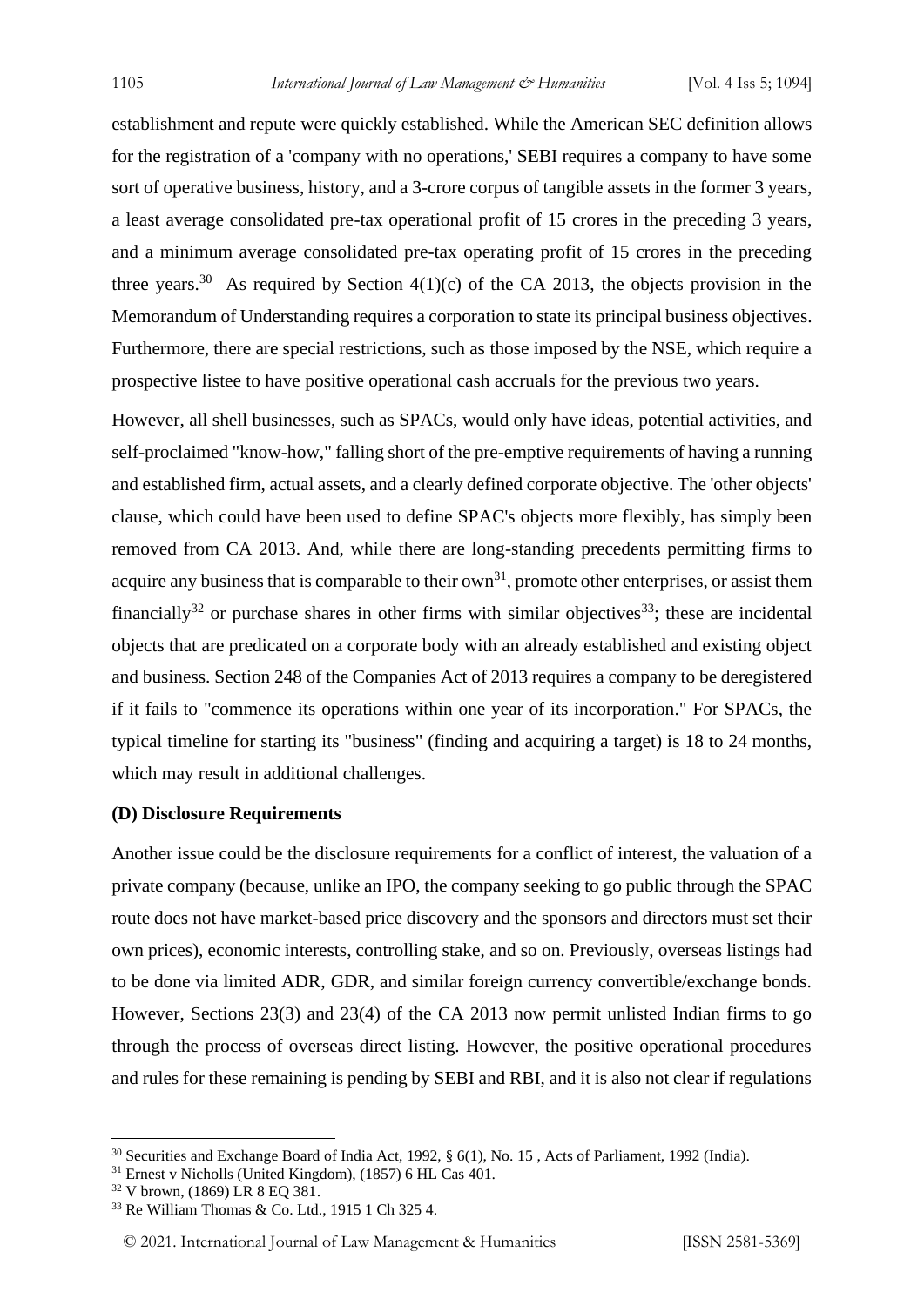establishment and repute were quickly established. While the American SEC definition allows for the registration of a 'company with no operations,' SEBI requires a company to have some sort of operative business, history, and a 3-crore corpus of tangible assets in the former 3 years, a least average consolidated pre-tax operational profit of 15 crores in the preceding 3 years, and a minimum average consolidated pre-tax operating profit of 15 crores in the preceding three years.[30] As required by Section 4(1)(c) of the CA 2013, the objects provision in the Memorandum of Understanding requires a corporation to state its principal business objectives. Furthermore, there are special restrictions, such as those imposed by the NSE, which require a prospective listee to have positive operational cash accruals for the previous two years.

However, all shell businesses, such as SPACs, would only have ideas, potential activities, and self-proclaimed "know-how," falling short of the pre-emptive requirements of having a running and established firm, actual assets, and a clearly defined corporate objective. The 'other objects' clause, which could have been used to define SPAC's objects more flexibly, has simply been removed from CA 2013. And, while there are long-standing precedents permitting firms to acquire any business that is comparable to their own[31], promote other enterprises, or assist them financially[32] or purchase shares in other firms with similar objectives[33]; these are incidental objects that are predicated on a corporate body with an already established and existing object and business. Section 248 of the Companies Act of 2013 requires a company to be deregistered if it fails to "commence its operations within one year of its incorporation." For SPACs, the typical timeline for starting its "business" (finding and acquiring a target) is 18 to 24 months, which may result in additional challenges.

**(D) Disclosure Requirements**

Another issue could be the disclosure requirements for a conflict of interest, the valuation of a private company (because, unlike an IPO, the company seeking to go public through the SPAC route does not have market-based price discovery and the sponsors and directors must set their own prices), economic interests, controlling stake, and so on. Previously, overseas listings had to be done via limited ADR, GDR, and similar foreign currency convertible/exchange bonds. However, Sections 23(3) and 23(4) of the CA 2013 now permit unlisted Indian firms to go through the process of overseas direct listing. However, the positive operational procedures and rules for these remaining is pending by SEBI and RBI, and it is also not clear if regulations

---

[30] Securities and Exchange Board of India Act, 1992, § 6(1), No. 15 , Acts of Parliament, 1992 (India).

[31] Ernest v Nicholls (United Kingdom), (1857) 6 HL Cas 401.

[32] V brown, (1869) LR 8 EQ 381.

[33] Re William Thomas & Co. Ltd., 1915 1 Ch 325 4.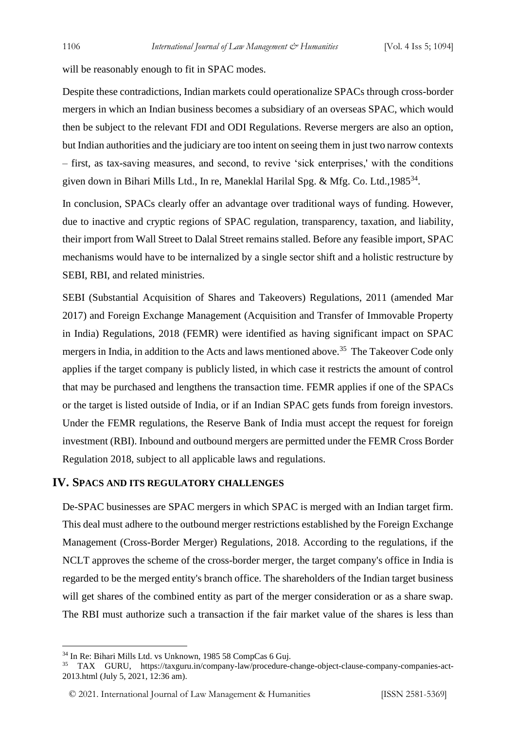will be reasonably enough to fit in SPAC modes.

Despite these contradictions, Indian markets could operationalize SPACs through cross-border mergers in which an Indian business becomes a subsidiary of an overseas SPAC, which would then be subject to the relevant FDI and ODI Regulations. Reverse mergers are also an option, but Indian authorities and the judiciary are too intent on seeing them in just two narrow contexts – first, as tax-saving measures, and second, to revive 'sick enterprises,' with the conditions given down in Bihari Mills Ltd., In re, Maneklal Harilal Spg. & Mfg. Co. Ltd.,1985[34].

In conclusion, SPACs clearly offer an advantage over traditional ways of funding. However, due to inactive and cryptic regions of SPAC regulation, transparency, taxation, and liability, their import from Wall Street to Dalal Street remains stalled. Before any feasible import, SPAC mechanisms would have to be internalized by a single sector shift and a holistic restructure by SEBI, RBI, and related ministries.

SEBI (Substantial Acquisition of Shares and Takeovers) Regulations, 2011 (amended Mar 2017) and Foreign Exchange Management (Acquisition and Transfer of Immovable Property in India) Regulations, 2018 (FEMR) were identified as having significant impact on SPAC mergers in India, in addition to the Acts and laws mentioned above.[35] The Takeover Code only applies if the target company is publicly listed, in which case it restricts the amount of control that may be purchased and lengthens the transaction time. FEMR applies if one of the SPACs or the target is listed outside of India, or if an Indian SPAC gets funds from foreign investors. Under the FEMR regulations, the Reserve Bank of India must accept the request for foreign investment (RBI). Inbound and outbound mergers are permitted under the FEMR Cross Border Regulation 2018, subject to all applicable laws and regulations.

## IV. SPACS AND ITS REGULATORY CHALLENGES

De-SPAC businesses are SPAC mergers in which SPAC is merged with an Indian target firm. This deal must adhere to the outbound merger restrictions established by the Foreign Exchange Management (Cross-Border Merger) Regulations, 2018. According to the regulations, if the NCLT approves the scheme of the cross-border merger, the target company's office in India is regarded to be the merged entity's branch office. The shareholders of the Indian target business will get shares of the combined entity as part of the merger consideration or as a share swap. The RBI must authorize such a transaction if the fair market value of the shares is less than

---

[34] In Re: Bihari Mills Ltd. vs Unknown, 1985 58 CompCas 6 Guj.

[35] TAX GURU, https://taxguru.in/company-law/procedure-change-object-clause-company-companies-act-2013.html (July 5, 2021, 12:36 am).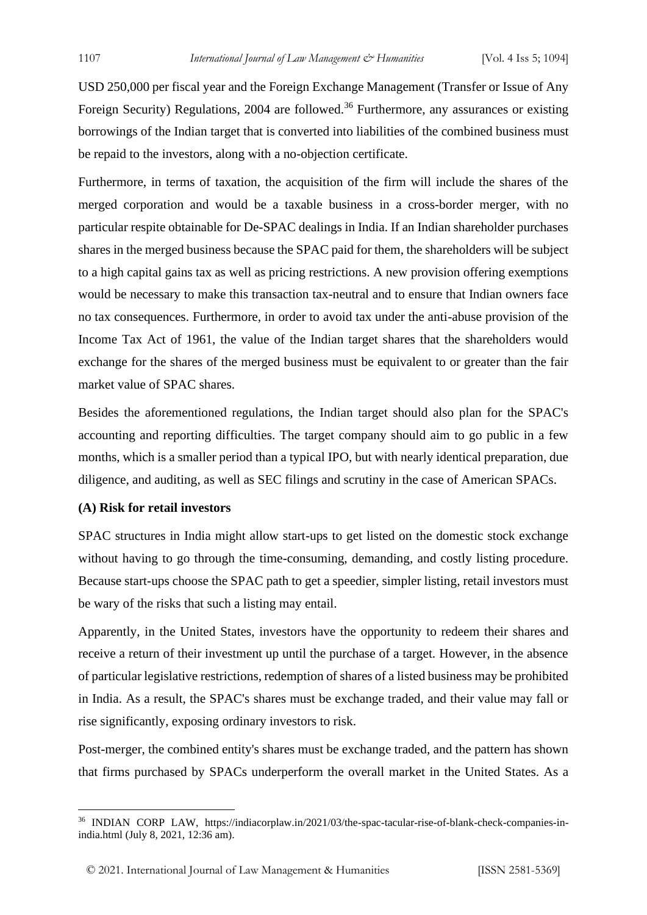USD 250,000 per fiscal year and the Foreign Exchange Management (Transfer or Issue of Any Foreign Security) Regulations, 2004 are followed.[36] Furthermore, any assurances or existing borrowings of the Indian target that is converted into liabilities of the combined business must be repaid to the investors, along with a no-objection certificate.

Furthermore, in terms of taxation, the acquisition of the firm will include the shares of the merged corporation and would be a taxable business in a cross-border merger, with no particular respite obtainable for De-SPAC dealings in India. If an Indian shareholder purchases shares in the merged business because the SPAC paid for them, the shareholders will be subject to a high capital gains tax as well as pricing restrictions. A new provision offering exemptions would be necessary to make this transaction tax-neutral and to ensure that Indian owners face no tax consequences. Furthermore, in order to avoid tax under the anti-abuse provision of the Income Tax Act of 1961, the value of the Indian target shares that the shareholders would exchange for the shares of the merged business must be equivalent to or greater than the fair market value of SPAC shares.

Besides the aforementioned regulations, the Indian target should also plan for the SPAC's accounting and reporting difficulties. The target company should aim to go public in a few months, which is a smaller period than a typical IPO, but with nearly identical preparation, due diligence, and auditing, as well as SEC filings and scrutiny in the case of American SPACs.

**(A) Risk for retail investors**

SPAC structures in India might allow start-ups to get listed on the domestic stock exchange without having to go through the time-consuming, demanding, and costly listing procedure. Because start-ups choose the SPAC path to get a speedier, simpler listing, retail investors must be wary of the risks that such a listing may entail.

Apparently, in the United States, investors have the opportunity to redeem their shares and receive a return of their investment up until the purchase of a target. However, in the absence of particular legislative restrictions, redemption of shares of a listed business may be prohibited in India. As a result, the SPAC's shares must be exchange traded, and their value may fall or rise significantly, exposing ordinary investors to risk.

Post-merger, the combined entity's shares must be exchange traded, and the pattern has shown that firms purchased by SPACs underperform the overall market in the United States. As a

---

[36] INDIAN CORP LAW, https://indiacorplaw.in/2021/03/the-spac-tacular-rise-of-blank-check-companies-in-india.html (July 8, 2021, 12:36 am).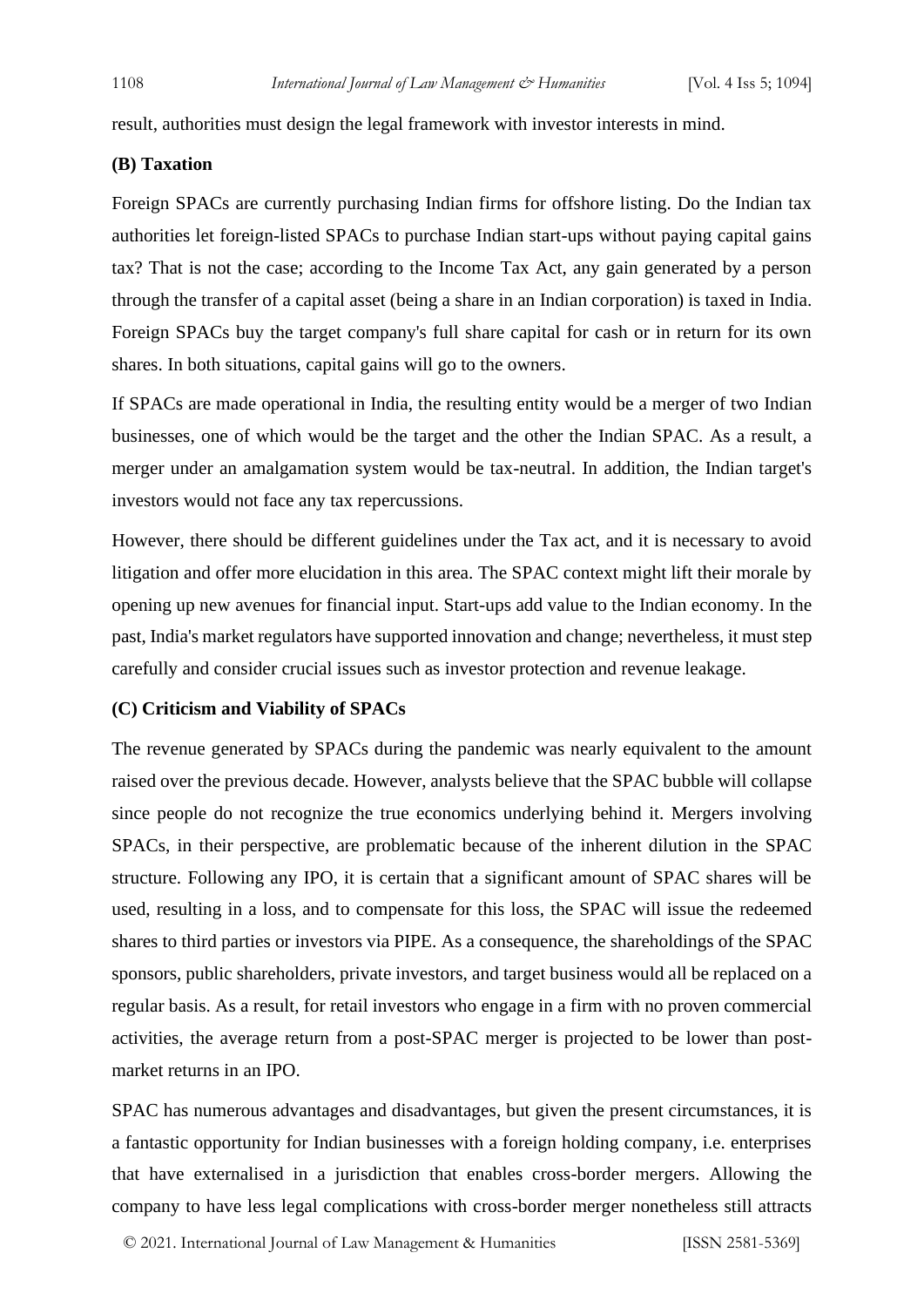result, authorities must design the legal framework with investor interests in mind.

### (B) Taxation

Foreign SPACs are currently purchasing Indian firms for offshore listing. Do the Indian tax authorities let foreign-listed SPACs to purchase Indian start-ups without paying capital gains tax? That is not the case; according to the Income Tax Act, any gain generated by a person through the transfer of a capital asset (being a share in an Indian corporation) is taxed in India. Foreign SPACs buy the target company's full share capital for cash or in return for its own shares. In both situations, capital gains will go to the owners.

If SPACs are made operational in India, the resulting entity would be a merger of two Indian businesses, one of which would be the target and the other the Indian SPAC. As a result, a merger under an amalgamation system would be tax-neutral. In addition, the Indian target's investors would not face any tax repercussions.

However, there should be different guidelines under the Tax act, and it is necessary to avoid litigation and offer more elucidation in this area. The SPAC context might lift their morale by opening up new avenues for financial input. Start-ups add value to the Indian economy. In the past, India's market regulators have supported innovation and change; nevertheless, it must step carefully and consider crucial issues such as investor protection and revenue leakage.

### (C) Criticism and Viability of SPACs

The revenue generated by SPACs during the pandemic was nearly equivalent to the amount raised over the previous decade. However, analysts believe that the SPAC bubble will collapse since people do not recognize the true economics underlying behind it. Mergers involving SPACs, in their perspective, are problematic because of the inherent dilution in the SPAC structure. Following any IPO, it is certain that a significant amount of SPAC shares will be used, resulting in a loss, and to compensate for this loss, the SPAC will issue the redeemed shares to third parties or investors via PIPE. As a consequence, the shareholdings of the SPAC sponsors, public shareholders, private investors, and target business would all be replaced on a regular basis. As a result, for retail investors who engage in a firm with no proven commercial activities, the average return from a post-SPAC merger is projected to be lower than post-market returns in an IPO.

SPAC has numerous advantages and disadvantages, but given the present circumstances, it is a fantastic opportunity for Indian businesses with a foreign holding company, i.e. enterprises that have externalised in a jurisdiction that enables cross-border mergers. Allowing the company to have less legal complications with cross-border merger nonetheless still attracts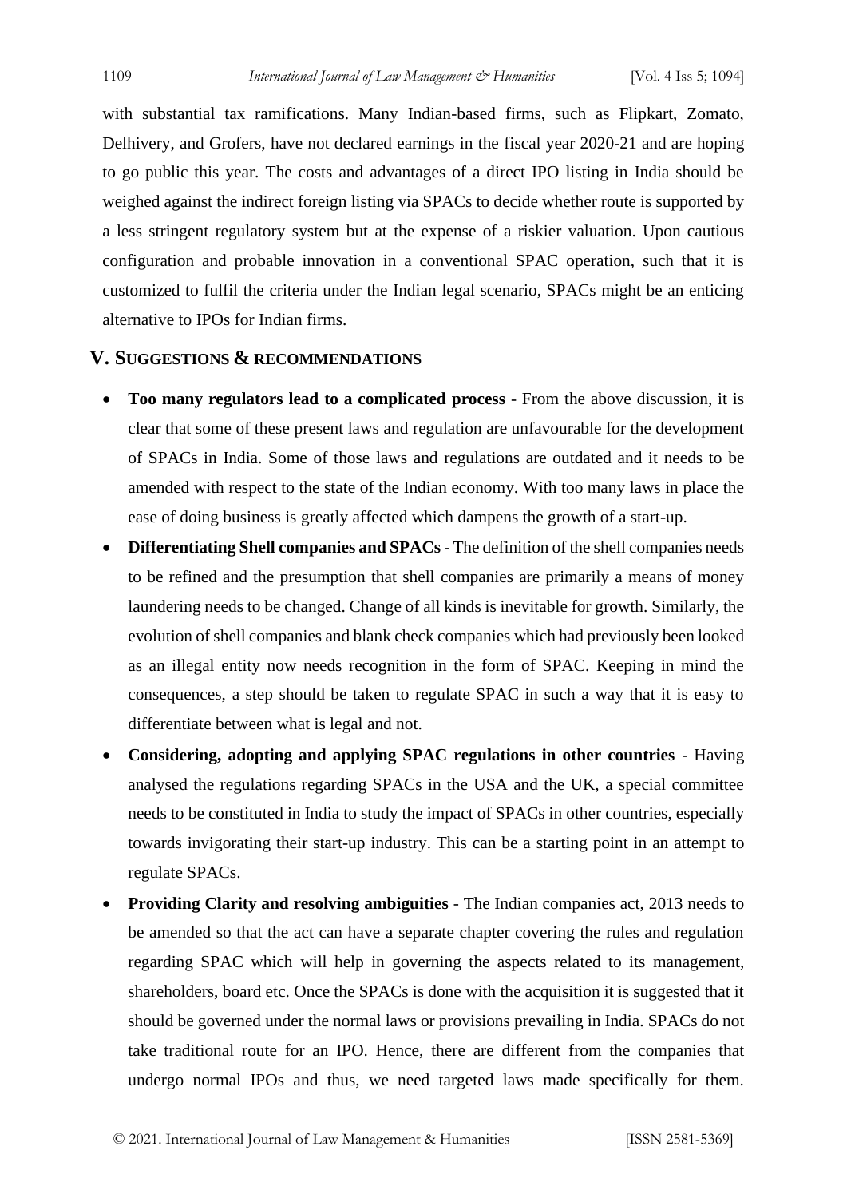with substantial tax ramifications. Many Indian-based firms, such as Flipkart, Zomato, Delhivery, and Grofers, have not declared earnings in the fiscal year 2020-21 and are hoping to go public this year. The costs and advantages of a direct IPO listing in India should be weighed against the indirect foreign listing via SPACs to decide whether route is supported by a less stringent regulatory system but at the expense of a riskier valuation. Upon cautious configuration and probable innovation in a conventional SPAC operation, such that it is customized to fulfil the criteria under the Indian legal scenario, SPACs might be an enticing alternative to IPOs for Indian firms.

## V. Suggestions & recommendations

- **Too many regulators lead to a complicated process** - From the above discussion, it is clear that some of these present laws and regulation are unfavourable for the development of SPACs in India. Some of those laws and regulations are outdated and it needs to be amended with respect to the state of the Indian economy. With too many laws in place the ease of doing business is greatly affected which dampens the growth of a start-up.
- **Differentiating Shell companies and SPACs** - The definition of the shell companies needs to be refined and the presumption that shell companies are primarily a means of money laundering needs to be changed. Change of all kinds is inevitable for growth. Similarly, the evolution of shell companies and blank check companies which had previously been looked as an illegal entity now needs recognition in the form of SPAC. Keeping in mind the consequences, a step should be taken to regulate SPAC in such a way that it is easy to differentiate between what is legal and not.
- **Considering, adopting and applying SPAC regulations in other countries** - Having analysed the regulations regarding SPACs in the USA and the UK, a special committee needs to be constituted in India to study the impact of SPACs in other countries, especially towards invigorating their start-up industry. This can be a starting point in an attempt to regulate SPACs.
- **Providing Clarity and resolving ambiguities** - The Indian companies act, 2013 needs to be amended so that the act can have a separate chapter covering the rules and regulation regarding SPAC which will help in governing the aspects related to its management, shareholders, board etc. Once the SPACs is done with the acquisition it is suggested that it should be governed under the normal laws or provisions prevailing in India. SPACs do not take traditional route for an IPO. Hence, there are different from the companies that undergo normal IPOs and thus, we need targeted laws made specifically for them.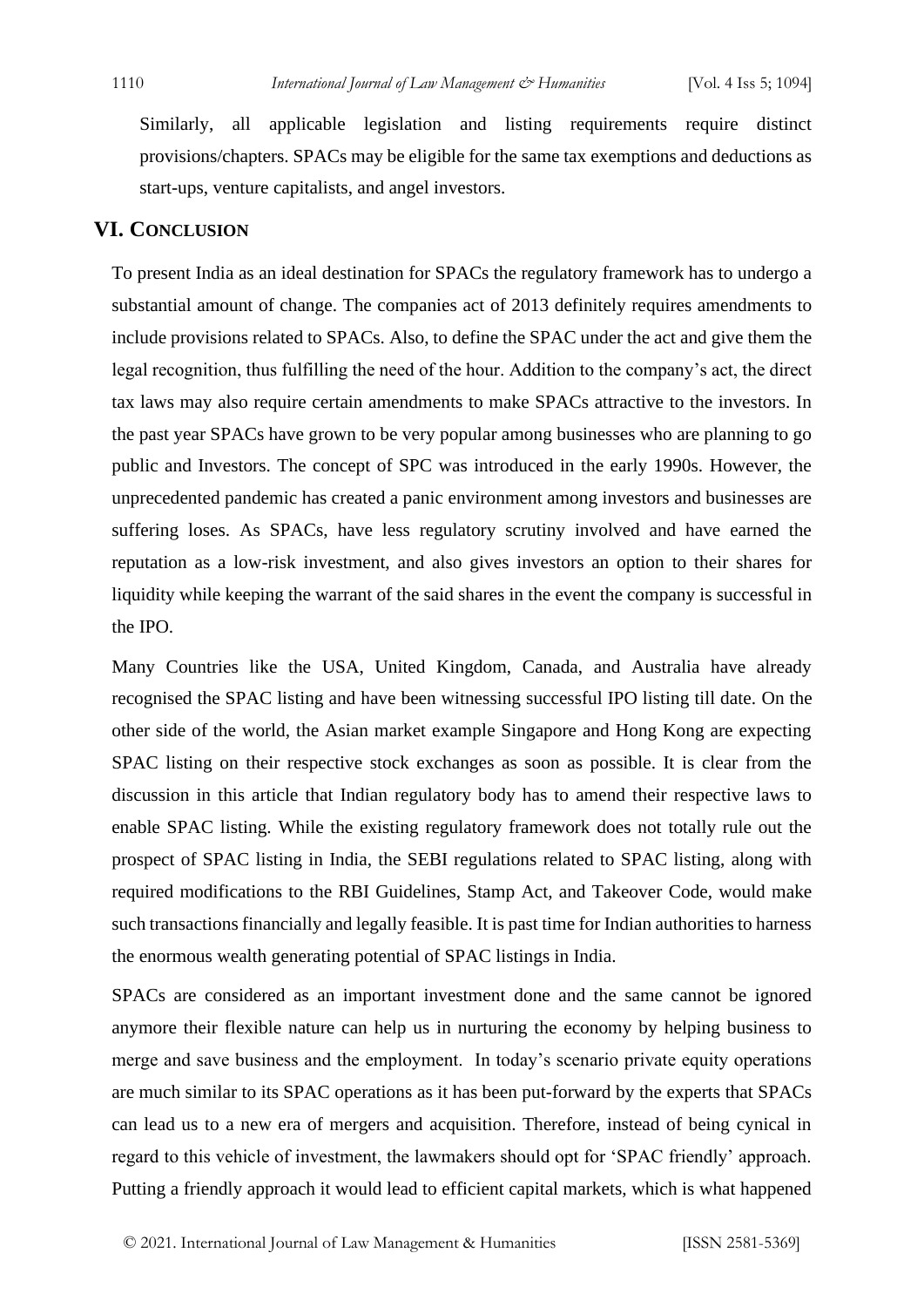Similarly, all applicable legislation and listing requirements require distinct provisions/chapters. SPACs may be eligible for the same tax exemptions and deductions as start-ups, venture capitalists, and angel investors.

## VI. CONCLUSION

To present India as an ideal destination for SPACs the regulatory framework has to undergo a substantial amount of change. The companies act of 2013 definitely requires amendments to include provisions related to SPACs. Also, to define the SPAC under the act and give them the legal recognition, thus fulfilling the need of the hour. Addition to the company's act, the direct tax laws may also require certain amendments to make SPACs attractive to the investors. In the past year SPACs have grown to be very popular among businesses who are planning to go public and Investors. The concept of SPC was introduced in the early 1990s. However, the unprecedented pandemic has created a panic environment among investors and businesses are suffering loses. As SPACs, have less regulatory scrutiny involved and have earned the reputation as a low-risk investment, and also gives investors an option to their shares for liquidity while keeping the warrant of the said shares in the event the company is successful in the IPO.

Many Countries like the USA, United Kingdom, Canada, and Australia have already recognised the SPAC listing and have been witnessing successful IPO listing till date. On the other side of the world, the Asian market example Singapore and Hong Kong are expecting SPAC listing on their respective stock exchanges as soon as possible. It is clear from the discussion in this article that Indian regulatory body has to amend their respective laws to enable SPAC listing. While the existing regulatory framework does not totally rule out the prospect of SPAC listing in India, the SEBI regulations related to SPAC listing, along with required modifications to the RBI Guidelines, Stamp Act, and Takeover Code, would make such transactions financially and legally feasible. It is past time for Indian authorities to harness the enormous wealth generating potential of SPAC listings in India.

SPACs are considered as an important investment done and the same cannot be ignored anymore their flexible nature can help us in nurturing the economy by helping business to merge and save business and the employment. In today's scenario private equity operations are much similar to its SPAC operations as it has been put-forward by the experts that SPACs can lead us to a new era of mergers and acquisition. Therefore, instead of being cynical in regard to this vehicle of investment, the lawmakers should opt for 'SPAC friendly' approach. Putting a friendly approach it would lead to efficient capital markets, which is what happened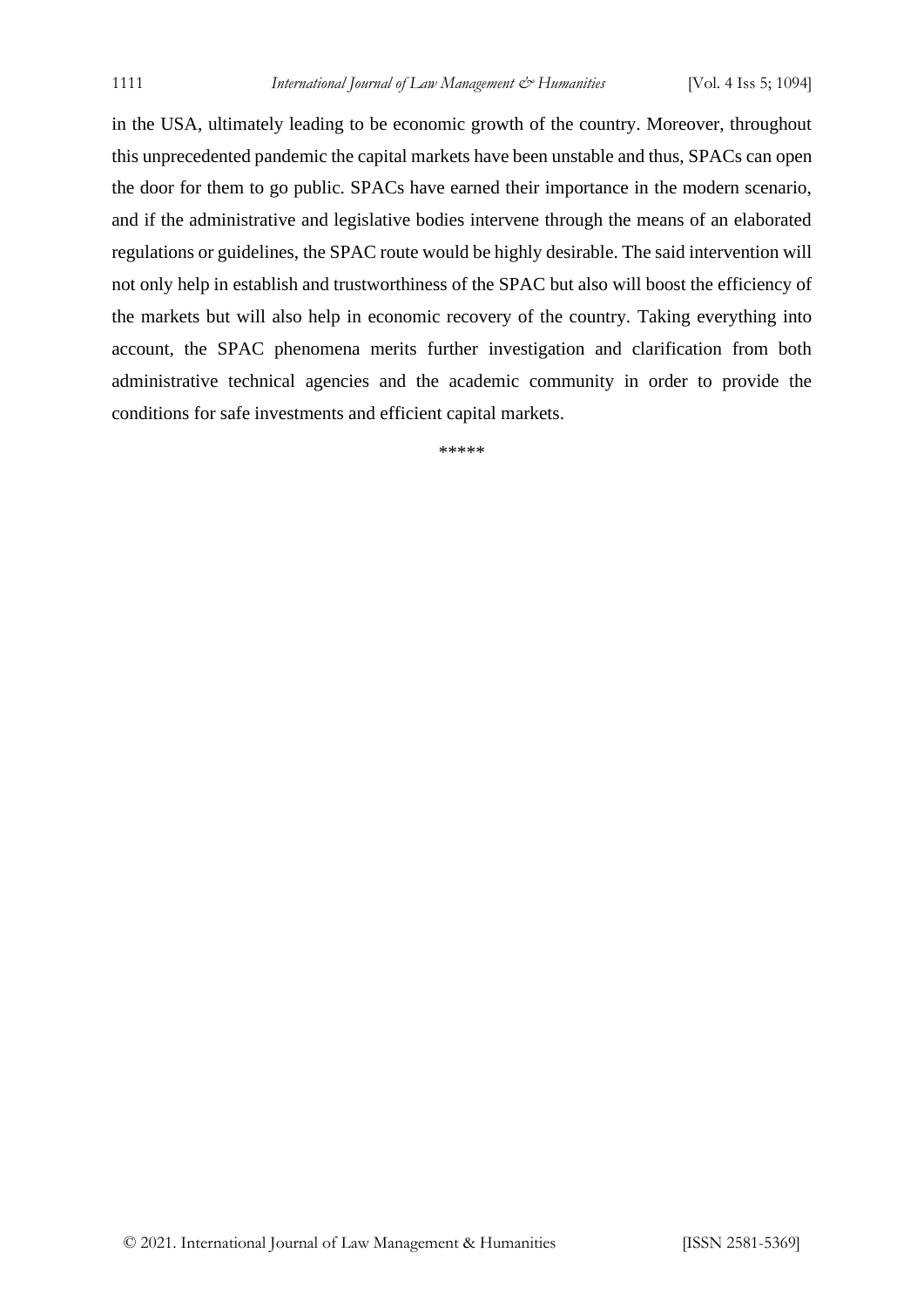in the USA, ultimately leading to be economic growth of the country. Moreover, throughout this unprecedented pandemic the capital markets have been unstable and thus, SPACs can open the door for them to go public. SPACs have earned their importance in the modern scenario, and if the administrative and legislative bodies intervene through the means of an elaborated regulations or guidelines, the SPAC route would be highly desirable. The said intervention will not only help in establish and trustworthiness of the SPAC but also will boost the efficiency of the markets but will also help in economic recovery of the country. Taking everything into account, the SPAC phenomena merits further investigation and clarification from both administrative technical agencies and the academic community in order to provide the conditions for safe investments and efficient capital markets.

*****